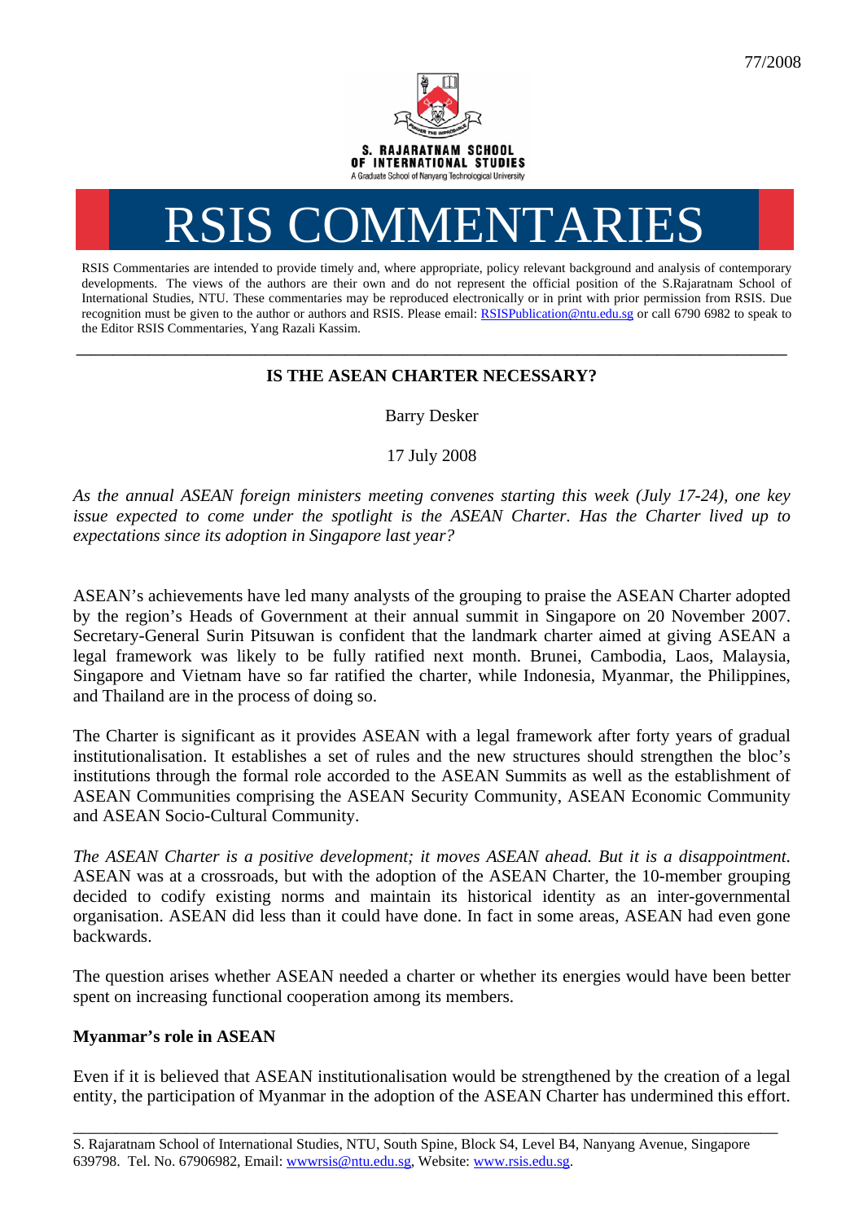77/2008

S. RAJARATNAM SCHOOL OF INTERNATIONAL STUDIES

A Graduate School of Nanyang Technological University

# RSIS COMMENTARIES

RSIS Commentaries are intended to provide timely and, where appropriate, policy relevant background and analysis of contemporary developments. The views of the authors are their own and do not represent the official position of the S.Rajaratnam School of International Studies, NTU. These commentaries may be reproduced electronically or in print with prior permission from RSIS. Due recognition must be given to the author or authors and RSIS. Please email: RSISPublication@ntu.edu.sg or call 6790 6982 to speak to the Editor RSIS Commentaries, Yang Razali Kassim.

---

## IS THE ASEAN CHARTER NECESSARY?

Barry Desker

17 July 2008

*As the annual ASEAN foreign ministers meeting convenes starting this week (July 17-24), one key issue expected to come under the spotlight is the ASEAN Charter. Has the Charter lived up to expectations since its adoption in Singapore last year?*

ASEAN's achievements have led many analysts of the grouping to praise the ASEAN Charter adopted by the region's Heads of Government at their annual summit in Singapore on 20 November 2007. Secretary-General Surin Pitsuwan is confident that the landmark charter aimed at giving ASEAN a legal framework was likely to be fully ratified next month. Brunei, Cambodia, Laos, Malaysia, Singapore and Vietnam have so far ratified the charter, while Indonesia, Myanmar, the Philippines, and Thailand are in the process of doing so.

The Charter is significant as it provides ASEAN with a legal framework after forty years of gradual institutionalisation. It establishes a set of rules and the new structures should strengthen the bloc's institutions through the formal role accorded to the ASEAN Summits as well as the establishment of ASEAN Communities comprising the ASEAN Security Community, ASEAN Economic Community and ASEAN Socio-Cultural Community.

*The ASEAN Charter is a positive development; it moves ASEAN ahead. But it is a disappointment.* ASEAN was at a crossroads, but with the adoption of the ASEAN Charter, the 10-member grouping decided to codify existing norms and maintain its historical identity as an inter-governmental organisation. ASEAN did less than it could have done. In fact in some areas, ASEAN had even gone backwards.

The question arises whether ASEAN needed a charter or whether its energies would have been better spent on increasing functional cooperation among its members.

### Myanmar's role in ASEAN

Even if it is believed that ASEAN institutionalisation would be strengthened by the creation of a legal entity, the participation of Myanmar in the adoption of the ASEAN Charter has undermined this effort.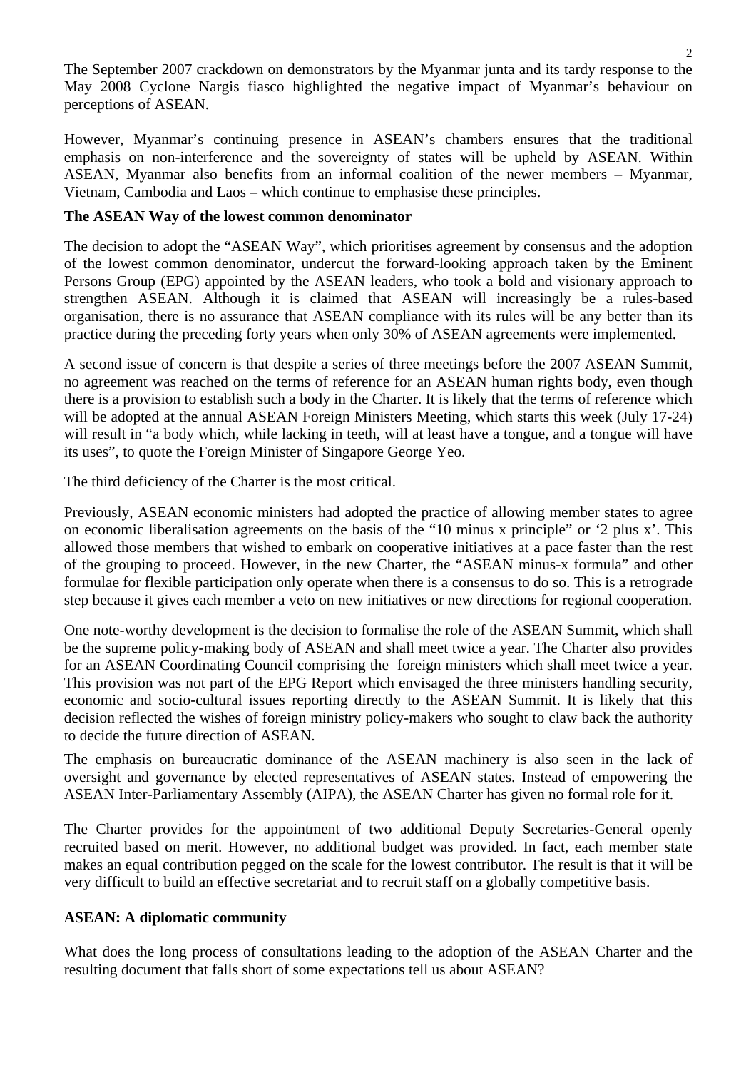The September 2007 crackdown on demonstrators by the Myanmar junta and its tardy response to the May 2008 Cyclone Nargis fiasco highlighted the negative impact of Myanmar's behaviour on perceptions of ASEAN.

However, Myanmar's continuing presence in ASEAN's chambers ensures that the traditional emphasis on non-interference and the sovereignty of states will be upheld by ASEAN. Within ASEAN, Myanmar also benefits from an informal coalition of the newer members – Myanmar, Vietnam, Cambodia and Laos – which continue to emphasise these principles.

**The ASEAN Way of the lowest common denominator**

The decision to adopt the "ASEAN Way", which prioritises agreement by consensus and the adoption of the lowest common denominator, undercut the forward-looking approach taken by the Eminent Persons Group (EPG) appointed by the ASEAN leaders, who took a bold and visionary approach to strengthen ASEAN. Although it is claimed that ASEAN will increasingly be a rules-based organisation, there is no assurance that ASEAN compliance with its rules will be any better than its practice during the preceding forty years when only 30% of ASEAN agreements were implemented.

A second issue of concern is that despite a series of three meetings before the 2007 ASEAN Summit, no agreement was reached on the terms of reference for an ASEAN human rights body, even though there is a provision to establish such a body in the Charter. It is likely that the terms of reference which will be adopted at the annual ASEAN Foreign Ministers Meeting, which starts this week (July 17-24) will result in "a body which, while lacking in teeth, will at least have a tongue, and a tongue will have its uses", to quote the Foreign Minister of Singapore George Yeo.

The third deficiency of the Charter is the most critical.

Previously, ASEAN economic ministers had adopted the practice of allowing member states to agree on economic liberalisation agreements on the basis of the "10 minus x principle" or '2 plus x'. This allowed those members that wished to embark on cooperative initiatives at a pace faster than the rest of the grouping to proceed. However, in the new Charter, the "ASEAN minus-x formula" and other formulae for flexible participation only operate when there is a consensus to do so. This is a retrograde step because it gives each member a veto on new initiatives or new directions for regional cooperation.

One note-worthy development is the decision to formalise the role of the ASEAN Summit, which shall be the supreme policy-making body of ASEAN and shall meet twice a year. The Charter also provides for an ASEAN Coordinating Council comprising the foreign ministers which shall meet twice a year. This provision was not part of the EPG Report which envisaged the three ministers handling security, economic and socio-cultural issues reporting directly to the ASEAN Summit. It is likely that this decision reflected the wishes of foreign ministry policy-makers who sought to claw back the authority to decide the future direction of ASEAN.

The emphasis on bureaucratic dominance of the ASEAN machinery is also seen in the lack of oversight and governance by elected representatives of ASEAN states. Instead of empowering the ASEAN Inter-Parliamentary Assembly (AIPA), the ASEAN Charter has given no formal role for it.

The Charter provides for the appointment of two additional Deputy Secretaries-General openly recruited based on merit. However, no additional budget was provided. In fact, each member state makes an equal contribution pegged on the scale for the lowest contributor. The result is that it will be very difficult to build an effective secretariat and to recruit staff on a globally competitive basis.

**ASEAN: A diplomatic community**

What does the long process of consultations leading to the adoption of the ASEAN Charter and the resulting document that falls short of some expectations tell us about ASEAN?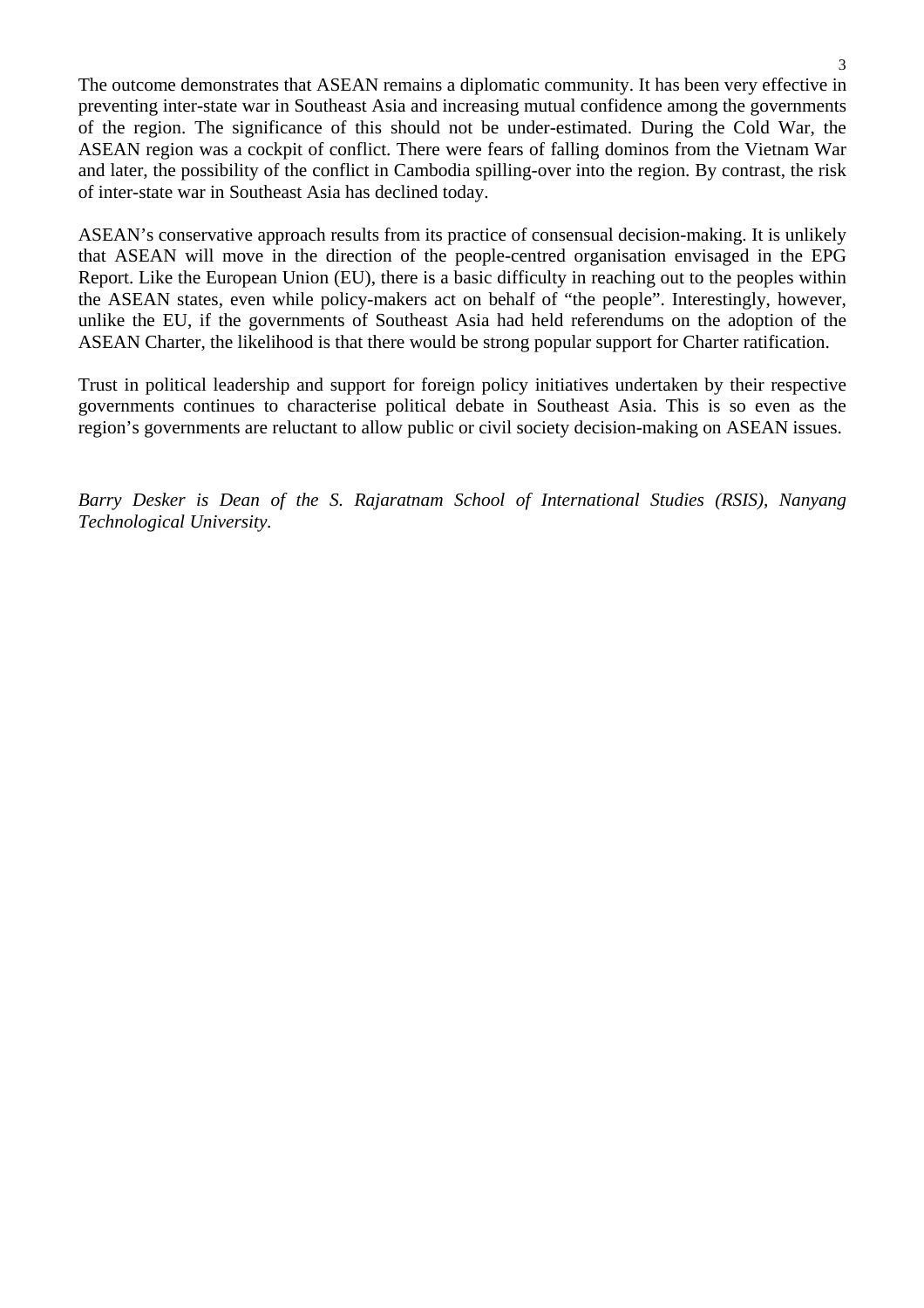The outcome demonstrates that ASEAN remains a diplomatic community. It has been very effective in preventing inter-state war in Southeast Asia and increasing mutual confidence among the governments of the region. The significance of this should not be under-estimated. During the Cold War, the ASEAN region was a cockpit of conflict. There were fears of falling dominos from the Vietnam War and later, the possibility of the conflict in Cambodia spilling-over into the region. By contrast, the risk of inter-state war in Southeast Asia has declined today.

ASEAN's conservative approach results from its practice of consensual decision-making. It is unlikely that ASEAN will move in the direction of the people-centred organisation envisaged in the EPG Report. Like the European Union (EU), there is a basic difficulty in reaching out to the peoples within the ASEAN states, even while policy-makers act on behalf of "the people". Interestingly, however, unlike the EU, if the governments of Southeast Asia had held referendums on the adoption of the ASEAN Charter, the likelihood is that there would be strong popular support for Charter ratification.

Trust in political leadership and support for foreign policy initiatives undertaken by their respective governments continues to characterise political debate in Southeast Asia. This is so even as the region's governments are reluctant to allow public or civil society decision-making on ASEAN issues.

*Barry Desker is Dean of the S. Rajaratnam School of International Studies (RSIS), Nanyang Technological University.*